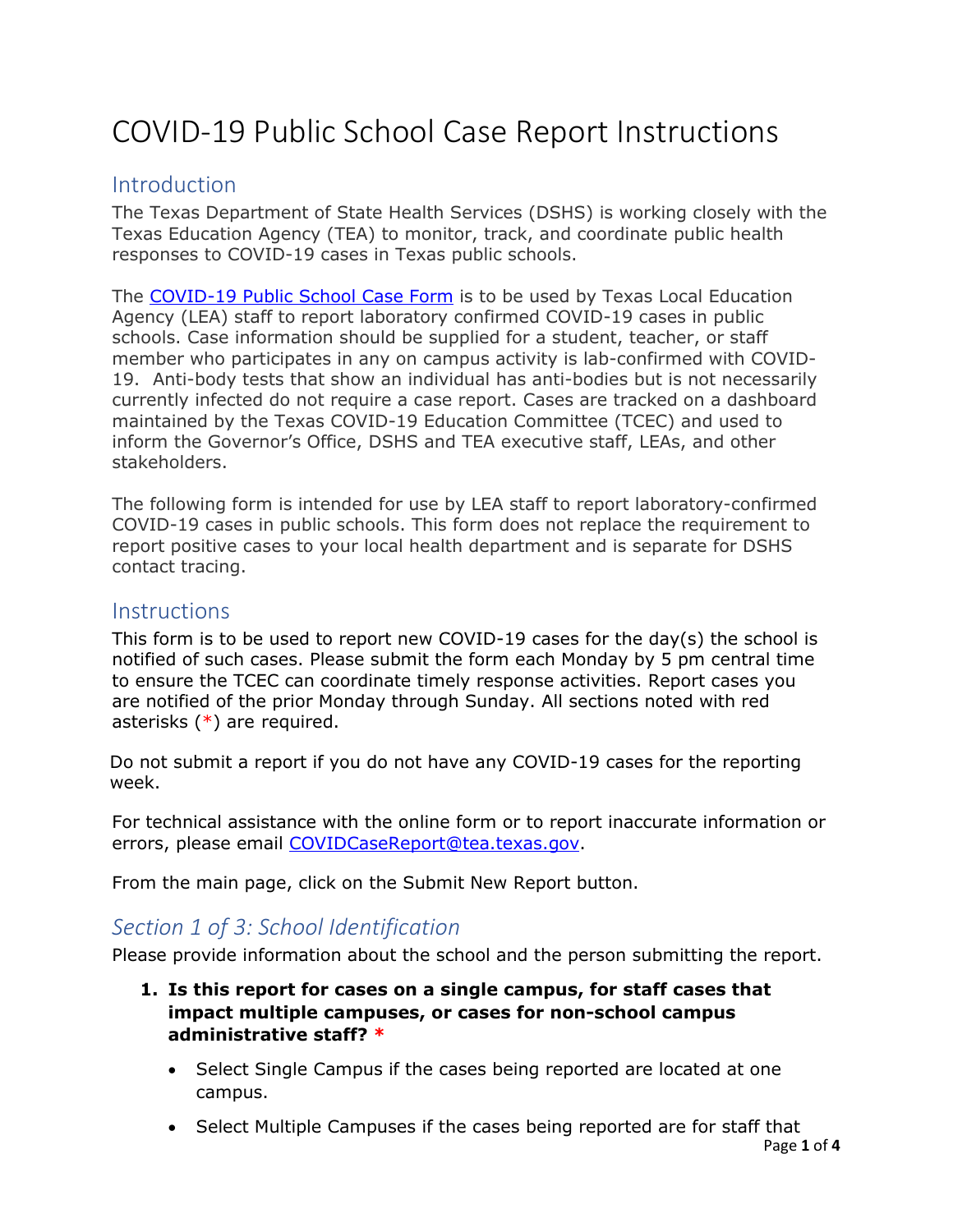# COVID-19 Public School Case Report Instructions

## Introduction

The Texas Department of State Health Services (DSHS) is working closely with the Texas Education Agency (TEA) to monitor, track, and coordinate public health responses to COVID-19 cases in Texas public schools.

The [COVID-19 Public School Case Form](#) is to be used by Texas Local Education Agency (LEA) staff to report laboratory confirmed COVID-19 cases in public schools. Case information should be supplied for a student, teacher, or staff member who participates in any on campus activity is lab-confirmed with COVID-19. Anti-body tests that show an individual has anti-bodies but is not necessarily currently infected do not require a case report. Cases are tracked on a dashboard maintained by the Texas COVID-19 Education Committee (TCEC) and used to inform the Governor's Office, DSHS and TEA executive staff, LEAs, and other stakeholders.

The following form is intended for use by LEA staff to report laboratory-confirmed COVID-19 cases in public schools. This form does not replace the requirement to report positive cases to your local health department and is separate for DSHS contact tracing.

## Instructions

This form is to be used to report new COVID-19 cases for the day(s) the school is notified of such cases. Please submit the form each Monday by 5 pm central time to ensure the TCEC can coordinate timely response activities. Report cases you are notified of the prior Monday through Sunday. All sections noted with red asterisks (*) are required.

Do not submit a report if you do not have any COVID-19 cases for the reporting week.

For technical assistance with the online form or to report inaccurate information or errors, please email [COVIDCaseReport@tea.texas.gov](mailto:COVIDCaseReport@tea.texas.gov).

From the main page, click on the Submit New Report button.

### *Section 1 of 3: School Identification*

Please provide information about the school and the person submitting the report.

1. **Is this report for cases on a single campus, for staff cases that impact multiple campuses, or cases for non-school campus administrative staff? ***
   - Select Single Campus if the cases being reported are located at one campus.
   - Select Multiple Campuses if the cases being reported are for staff that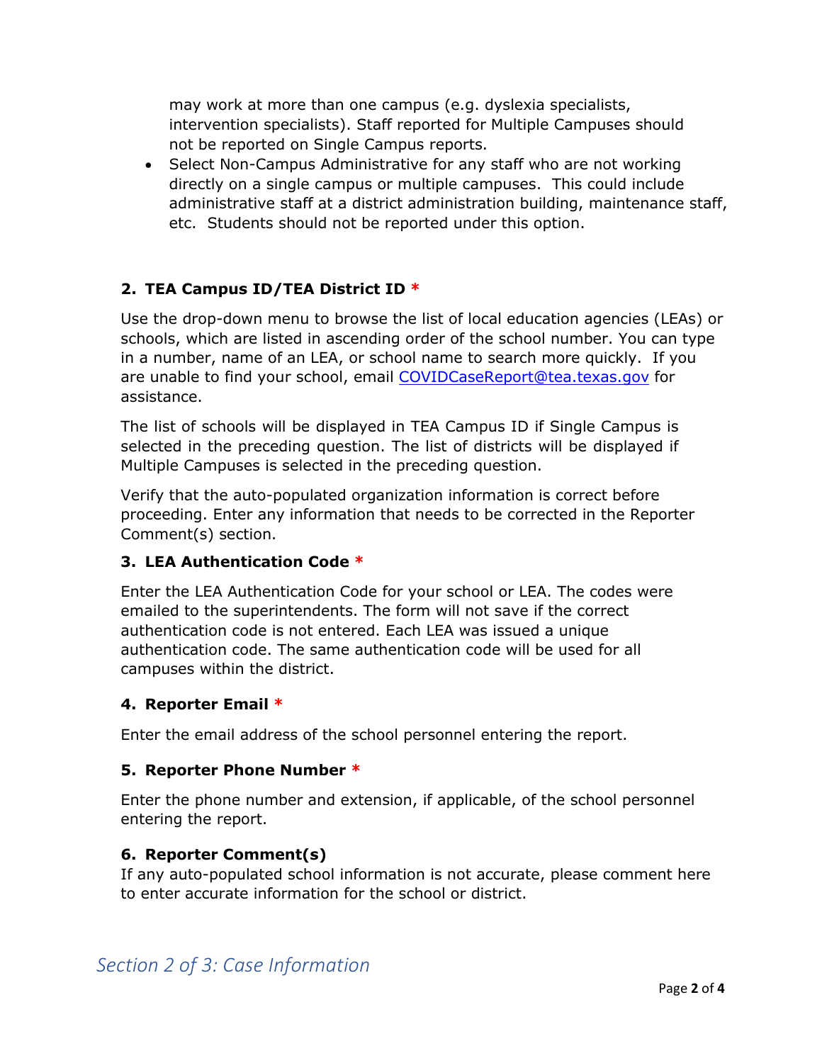may work at more than one campus (e.g. dyslexia specialists, intervention specialists). Staff reported for Multiple Campuses should not be reported on Single Campus reports.

- Select Non-Campus Administrative for any staff who are not working directly on a single campus or multiple campuses. This could include administrative staff at a district administration building, maintenance staff, etc. Students should not be reported under this option.

### 2. TEA Campus ID/TEA District ID *

Use the drop-down menu to browse the list of local education agencies (LEAs) or schools, which are listed in ascending order of the school number. You can type in a number, name of an LEA, or school name to search more quickly. If you are unable to find your school, email [COVIDCaseReport@tea.texas.gov](mailto:COVIDCaseReport@tea.texas.gov) for assistance.

The list of schools will be displayed in TEA Campus ID if Single Campus is selected in the preceding question. The list of districts will be displayed if Multiple Campuses is selected in the preceding question.

Verify that the auto-populated organization information is correct before proceeding. Enter any information that needs to be corrected in the Reporter Comment(s) section.

### 3. LEA Authentication Code *

Enter the LEA Authentication Code for your school or LEA. The codes were emailed to the superintendents. The form will not save if the correct authentication code is not entered. Each LEA was issued a unique authentication code. The same authentication code will be used for all campuses within the district.

### 4. Reporter Email *

Enter the email address of the school personnel entering the report.

### 5. Reporter Phone Number *

Enter the phone number and extension, if applicable, of the school personnel entering the report.

### 6. Reporter Comment(s)

If any auto-populated school information is not accurate, please comment here to enter accurate information for the school or district.

## *Section 2 of 3: Case Information*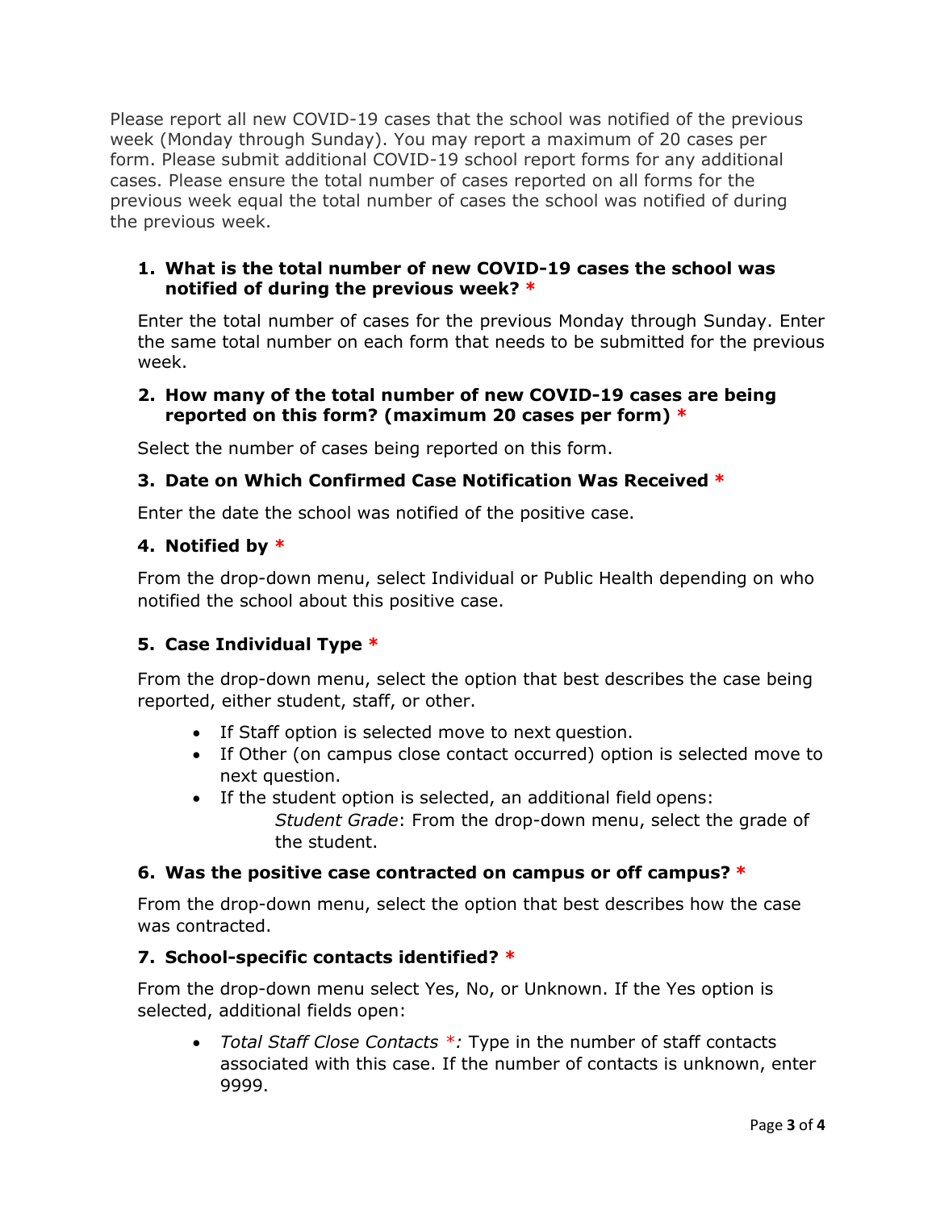Please report all new COVID-19 cases that the school was notified of the previous week (Monday through Sunday). You may report a maximum of 20 cases per form. Please submit additional COVID-19 school report forms for any additional cases. Please ensure the total number of cases reported on all forms for the previous week equal the total number of cases the school was notified of during the previous week.

1. **What is the total number of new COVID-19 cases the school was notified of during the previous week? ***

   Enter the total number of cases for the previous Monday through Sunday. Enter the same total number on each form that needs to be submitted for the previous week.

2. **How many of the total number of new COVID-19 cases are being reported on this form? (maximum 20 cases per form) ***

   Select the number of cases being reported on this form.

3. **Date on Which Confirmed Case Notification Was Received ***

   Enter the date the school was notified of the positive case.

4. **Notified by ***

   From the drop-down menu, select Individual or Public Health depending on who notified the school about this positive case.

5. **Case Individual Type ***

   From the drop-down menu, select the option that best describes the case being reported, either student, staff, or other.

   - If Staff option is selected move to next question.
   - If Other (on campus close contact occurred) option is selected move to next question.
   - If the student option is selected, an additional field opens:
     *Student Grade*: From the drop-down menu, select the grade of the student.

6. **Was the positive case contracted on campus or off campus? ***

   From the drop-down menu, select the option that best describes how the case was contracted.

7. **School-specific contacts identified? ***

   From the drop-down menu select Yes, No, or Unknown. If the Yes option is selected, additional fields open:

   - *Total Staff Close Contacts *:* Type in the number of staff contacts associated with this case. If the number of contacts is unknown, enter 9999.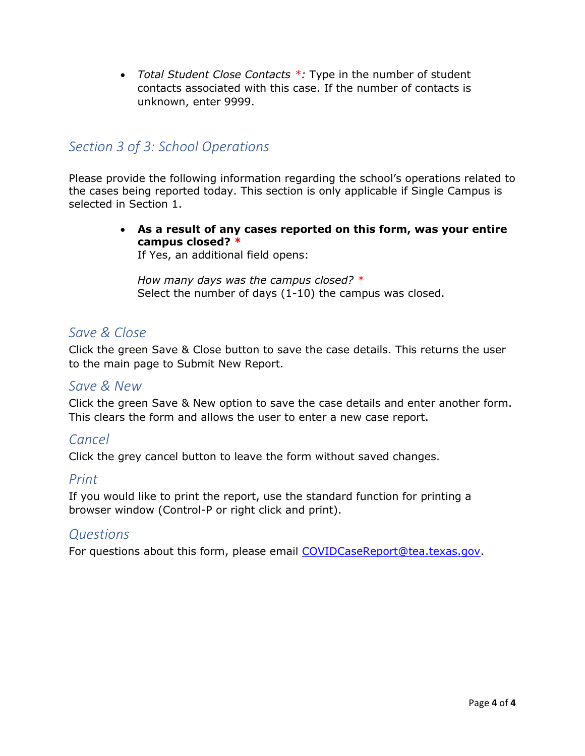- *Total Student Close Contacts \*:* Type in the number of student contacts associated with this case. If the number of contacts is unknown, enter 9999.

## *Section 3 of 3: School Operations*

Please provide the following information regarding the school's operations related to the cases being reported today. This section is only applicable if Single Campus is selected in Section 1.

- **As a result of any cases reported on this form, was your entire campus closed? \***
  If Yes, an additional field opens:

  *How many days was the campus closed?* \*
  Select the number of days (1-10) the campus was closed.

## *Save & Close*

Click the green Save & Close button to save the case details. This returns the user to the main page to Submit New Report.

## *Save & New*

Click the green Save & New option to save the case details and enter another form. This clears the form and allows the user to enter a new case report.

## *Cancel*

Click the grey cancel button to leave the form without saved changes.

## *Print*

If you would like to print the report, use the standard function for printing a browser window (Control-P or right click and print).

## *Questions*

For questions about this form, please email [COVIDCaseReport@tea.texas.gov](mailto:COVIDCaseReport@tea.texas.gov).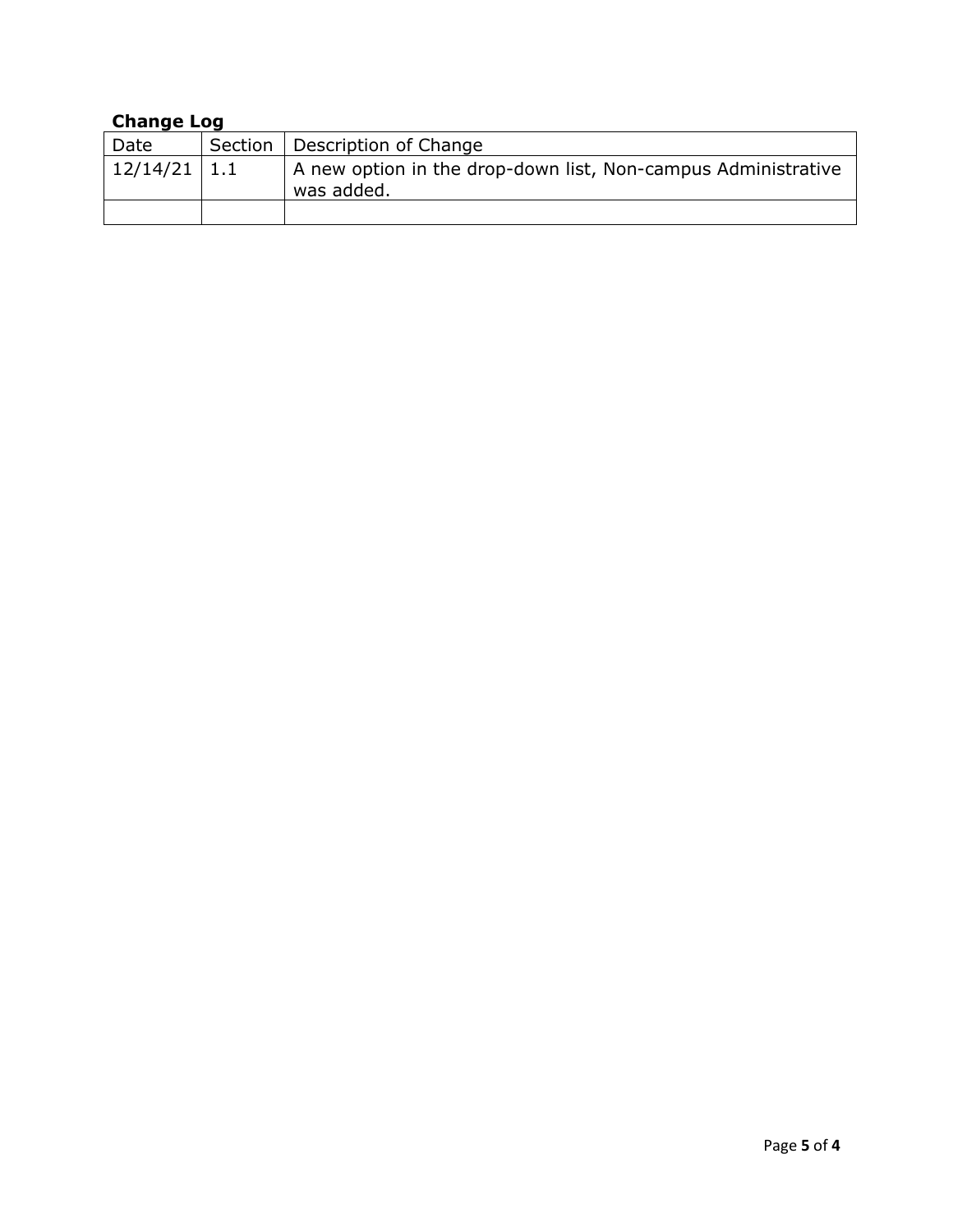**Change Log**

| Date | Section | Description of Change |
|---|---|---|
| 12/14/21 | 1.1 | A new option in the drop-down list, Non-campus Administrative was added. |
| | | |